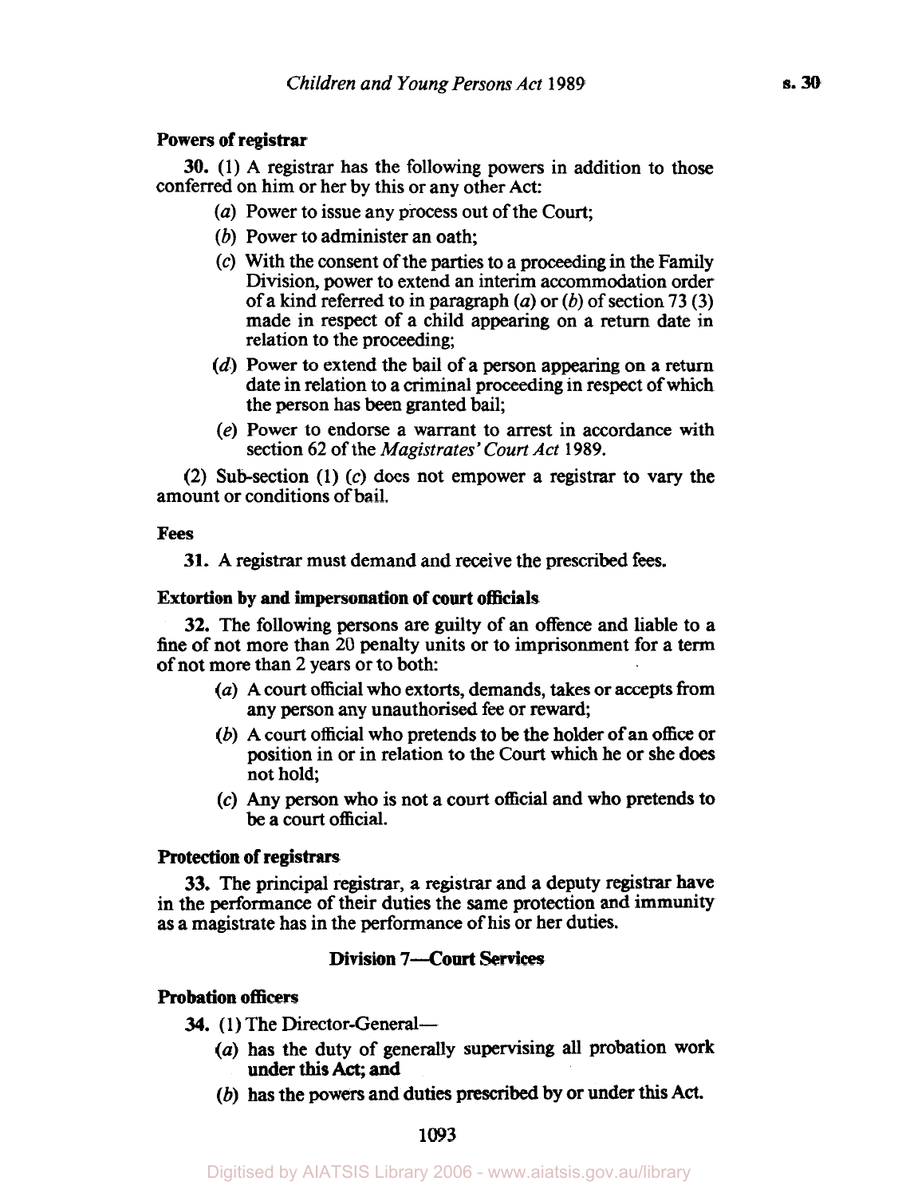**Powers of registrar**

**30.** (1) A registrar has the following powers in addition to those conferred on him or her by this or any other Act:

- (*a*) Power to issue any process out of the Court;
- (*b*) Power to administer an oath;
- (*c*) With the consent of the parties to a proceeding in the Family Division, power to extend an interim accommodation order of a kind referred to in paragraph (*a*) or (*b*) of section 73 (3) made in respect of a child appearing on a return date in relation to the proceeding;
- (*d*) Power to extend the bail of a person appearing on a return date in relation to a criminal proceeding in respect of which the person has been granted bail;
- (*e*) Power to endorse a warrant to arrest in accordance with section 62 of the *Magistrates' Court Act* 1989.

(2) Sub-section (1) (*c*) does not empower a registrar to vary the amount or conditions of bail.

**Fees**

**31.** A registrar must demand and receive the prescribed fees.

**Extortion by and impersonation of court officials**

**32.** The following persons are guilty of an offence and liable to a fine of not more than 20 penalty units or to imprisonment for a term of not more than 2 years or to both:

- (*a*) A court official who extorts, demands, takes or accepts from any person any unauthorised fee or reward;
- (*b*) A court official who pretends to be the holder of an office or position in or in relation to the Court which he or she does not hold;
- (*c*) Any person who is not a court official and who pretends to be a court official.

**Protection of registrars**

**33.** The principal registrar, a registrar and a deputy registrar have in the performance of their duties the same protection and immunity as a magistrate has in the performance of his or her duties.

## Division 7—Court Services

**Probation officers**

**34.** (1) The Director-General—

- (*a*) has the duty of generally supervising all probation work under this Act; and
- (*b*) has the powers and duties prescribed by or under this Act.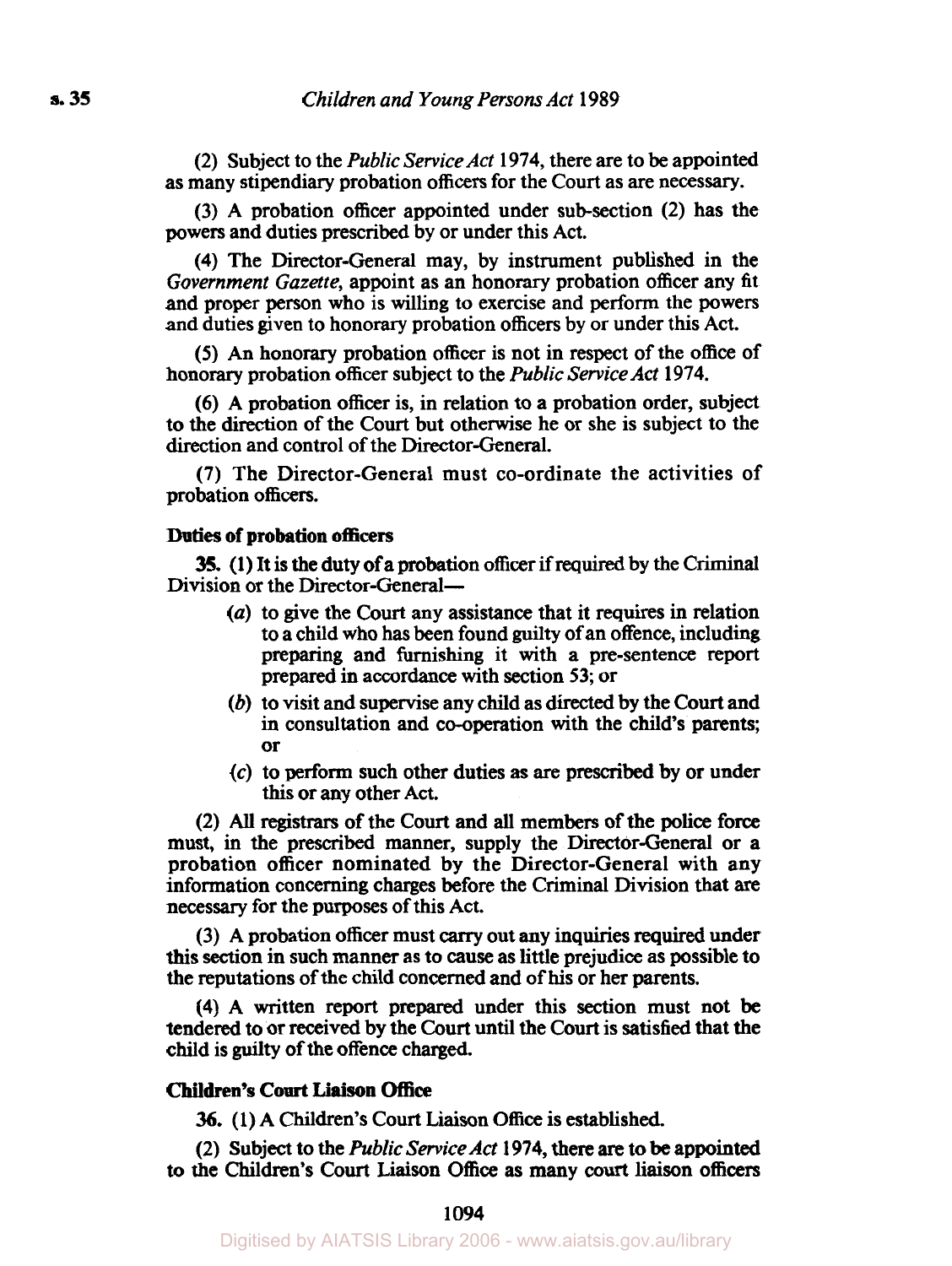(2) Subject to the *Public Service Act* 1974, there are to be appointed as many stipendiary probation officers for the Court as are necessary.

(3) A probation officer appointed under sub-section (2) has the powers and duties prescribed by or under this Act.

(4) The Director-General may, by instrument published in the *Government Gazette*, appoint as an honorary probation officer any fit and proper person who is willing to exercise and perform the powers and duties given to honorary probation officers by or under this Act.

(5) An honorary probation officer is not in respect of the office of honorary probation officer subject to the *Public Service Act* 1974.

(6) A probation officer is, in relation to a probation order, subject to the direction of the Court but otherwise he or she is subject to the direction and control of the Director-General.

(7) The Director-General must co-ordinate the activities of probation officers.

**Duties of probation officers**

**35.** (1) It is the duty of a probation officer if required by the Criminal Division or the Director-General—

- (*a*) to give the Court any assistance that it requires in relation to a child who has been found guilty of an offence, including preparing and furnishing it with a pre-sentence report prepared in accordance with section 53; or
- (*b*) to visit and supervise any child as directed by the Court and in consultation and co-operation with the child's parents; or
- (*c*) to perform such other duties as are prescribed by or under this or any other Act.

(2) All registrars of the Court and all members of the police force must, in the prescribed manner, supply the Director-General or a probation officer nominated by the Director-General with any information concerning charges before the Criminal Division that are necessary for the purposes of this Act.

(3) A probation officer must carry out any inquiries required under this section in such manner as to cause as little prejudice as possible to the reputations of the child concerned and of his or her parents.

(4) A written report prepared under this section must not be tendered to or received by the Court until the Court is satisfied that the child is guilty of the offence charged.

**Children's Court Liaison Office**

**36.** (1) A Children's Court Liaison Office is established.

(2) Subject to the *Public Service Act* 1974, there are to be appointed to the Children's Court Liaison Office as many court liaison officers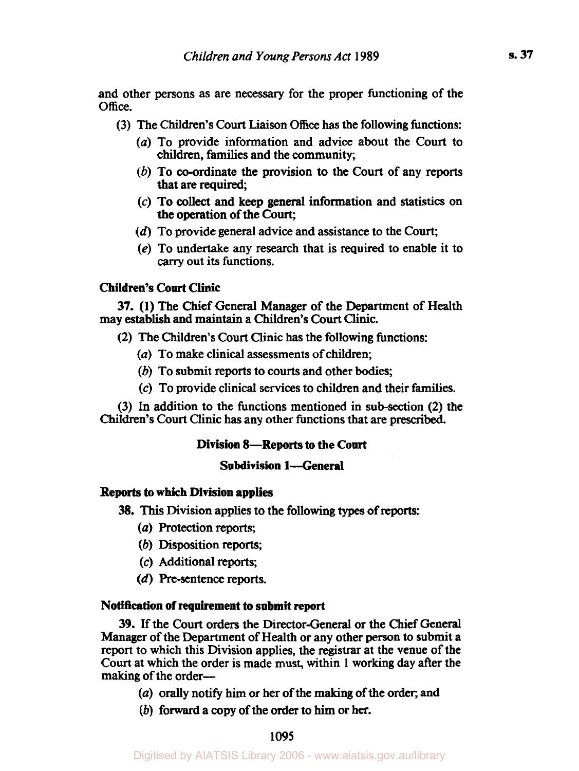and other persons as are necessary for the proper functioning of the Office.

(3) The Children's Court Liaison Office has the following functions:

(*a*) To provide information and advice about the Court to children, families and the community;

(*b*) To co-ordinate the provision to the Court of any reports that are required;

(*c*) To collect and keep general information and statistics on the operation of the Court;

(*d*) To provide general advice and assistance to the Court;

(*e*) To undertake any research that is required to enable it to carry out its functions.

**Children's Court Clinic**

**37.** (1) The Chief General Manager of the Department of Health may establish and maintain a Children's Court Clinic.

(2) The Children's Court Clinic has the following functions:

(*a*) To make clinical assessments of children;

(*b*) To submit reports to courts and other bodies;

(*c*) To provide clinical services to children and their families.

(3) In addition to the functions mentioned in sub-section (2) the Children's Court Clinic has any other functions that are prescribed.

## Division 8—Reports to the Court

### Subdivision 1—General

**Reports to which Division applies**

**38.** This Division applies to the following types of reports:

(*a*) Protection reports;

(*b*) Disposition reports;

(*c*) Additional reports;

(*d*) Pre-sentence reports.

**Notification of requirement to submit report**

**39.** If the Court orders the Director-General or the Chief General Manager of the Department of Health or any other person to submit a report to which this Division applies, the registrar at the venue of the Court at which the order is made must, within 1 working day after the making of the order—

(*a*) orally notify him or her of the making of the order; and

(*b*) forward a copy of the order to him or her.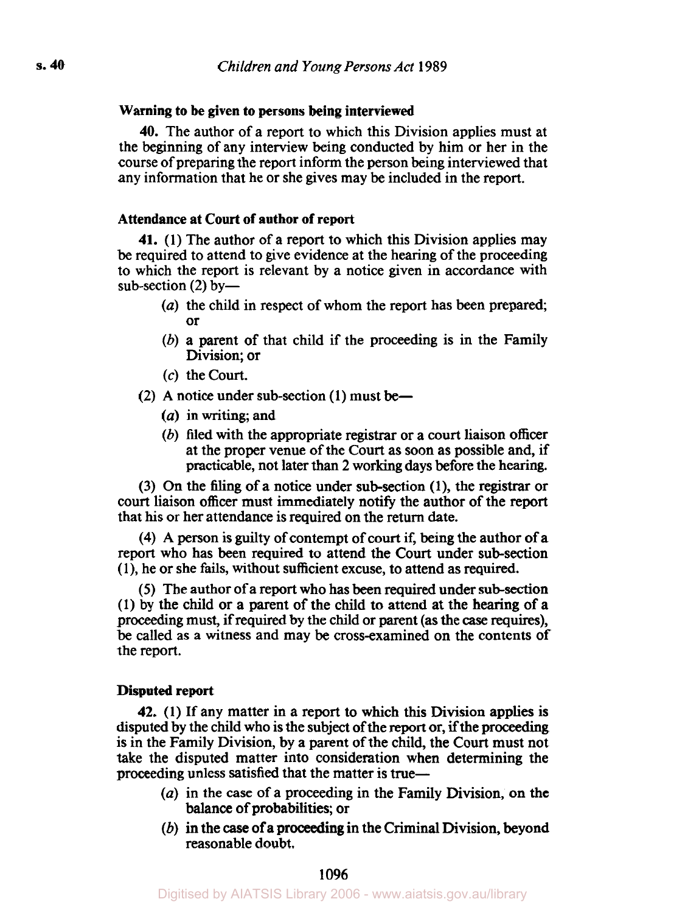**Warning to be given to persons being interviewed**

**40.** The author of a report to which this Division applies must at the beginning of any interview being conducted by him or her in the course of preparing the report inform the person being interviewed that any information that he or she gives may be included in the report.

**Attendance at Court of author of report**

**41.** (1) The author of a report to which this Division applies may be required to attend to give evidence at the hearing of the proceeding to which the report is relevant by a notice given in accordance with sub-section (2) by—

- (*a*) the child in respect of whom the report has been prepared; or
- (*b*) a parent of that child if the proceeding is in the Family Division; or
- (*c*) the Court.

(2) A notice under sub-section (1) must be—

- (*a*) in writing; and
- (*b*) filed with the appropriate registrar or a court liaison officer at the proper venue of the Court as soon as possible and, if practicable, not later than 2 working days before the hearing.

(3) On the filing of a notice under sub-section (1), the registrar or court liaison officer must immediately notify the author of the report that his or her attendance is required on the return date.

(4) A person is guilty of contempt of court if, being the author of a report who has been required to attend the Court under sub-section (1), he or she fails, without sufficient excuse, to attend as required.

(5) The author of a report who has been required under sub-section (1) by the child or a parent of the child to attend at the hearing of a proceeding must, if required by the child or parent (as the case requires), be called as a witness and may be cross-examined on the contents of the report.

**Disputed report**

**42.** (1) If any matter in a report to which this Division applies is disputed by the child who is the subject of the report or, if the proceeding is in the Family Division, by a parent of the child, the Court must not take the disputed matter into consideration when determining the proceeding unless satisfied that the matter is true—

- (*a*) in the case of a proceeding in the Family Division, on the balance of probabilities; or
- (*b*) in the case of a proceeding in the Criminal Division, beyond reasonable doubt.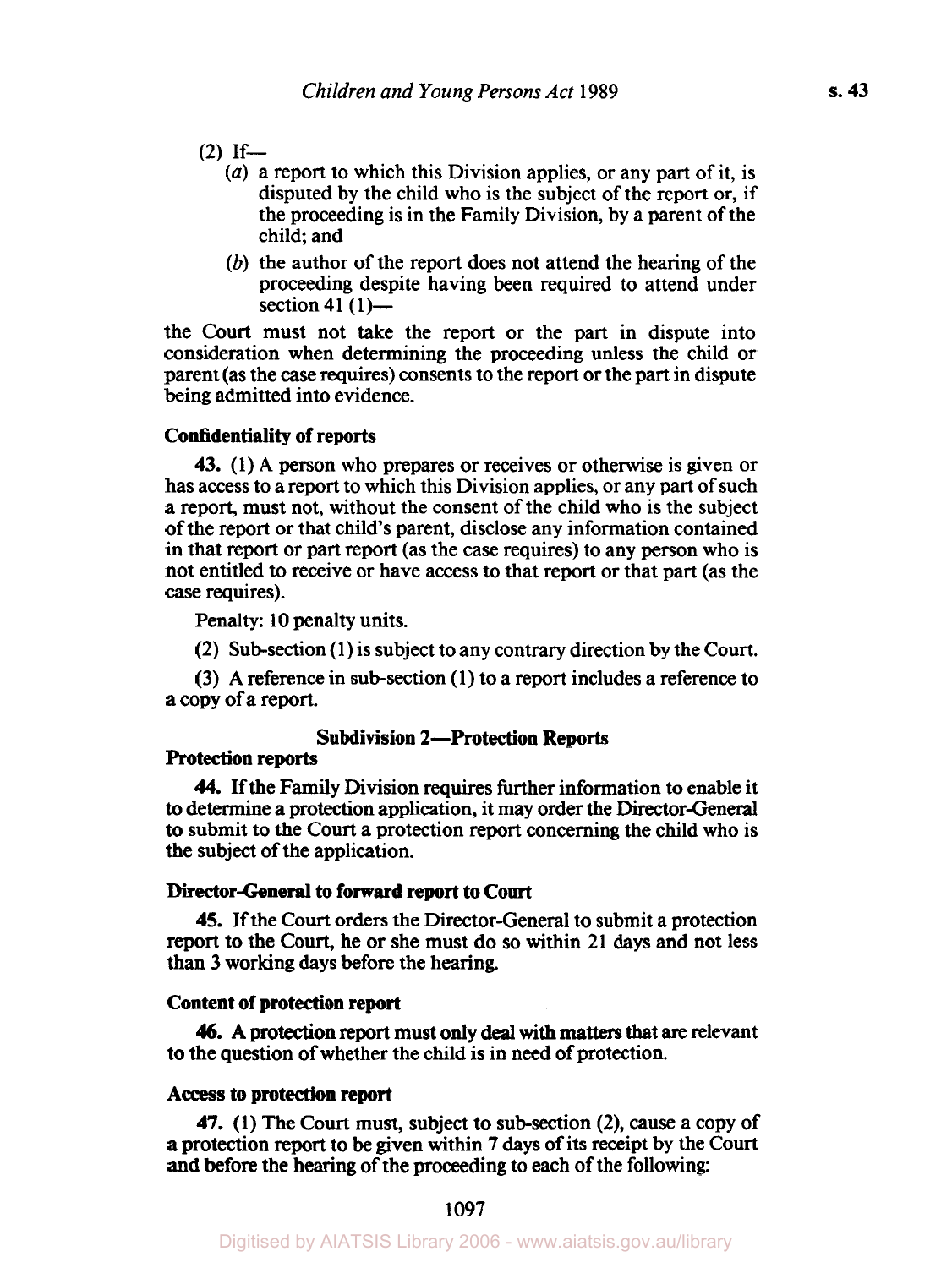(2) If—

(*a*) a report to which this Division applies, or any part of it, is disputed by the child who is the subject of the report or, if the proceeding is in the Family Division, by a parent of the child; and

(*b*) the author of the report does not attend the hearing of the proceeding despite having been required to attend under section 41 (1)—

the Court must not take the report or the part in dispute into consideration when determining the proceeding unless the child or parent (as the case requires) consents to the report or the part in dispute being admitted into evidence.

**Confidentiality of reports**

**43.** (1) A person who prepares or receives or otherwise is given or has access to a report to which this Division applies, or any part of such a report, must not, without the consent of the child who is the subject of the report or that child's parent, disclose any information contained in that report or part report (as the case requires) to any person who is not entitled to receive or have access to that report or that part (as the case requires).

Penalty: 10 penalty units.

(2) Sub-section (1) is subject to any contrary direction by the Court.

(3) A reference in sub-section (1) to a report includes a reference to a copy of a report.

**Subdivision 2—Protection Reports**

**Protection reports**

**44.** If the Family Division requires further information to enable it to determine a protection application, it may order the Director-General to submit to the Court a protection report concerning the child who is the subject of the application.

**Director-General to forward report to Court**

**45.** If the Court orders the Director-General to submit a protection report to the Court, he or she must do so within 21 days and not less than 3 working days before the hearing.

**Content of protection report**

**46.** A protection report must only deal with matters that are relevant to the question of whether the child is in need of protection.

**Access to protection report**

**47.** (1) The Court must, subject to sub-section (2), cause a copy of a protection report to be given within 7 days of its receipt by the Court and before the hearing of the proceeding to each of the following: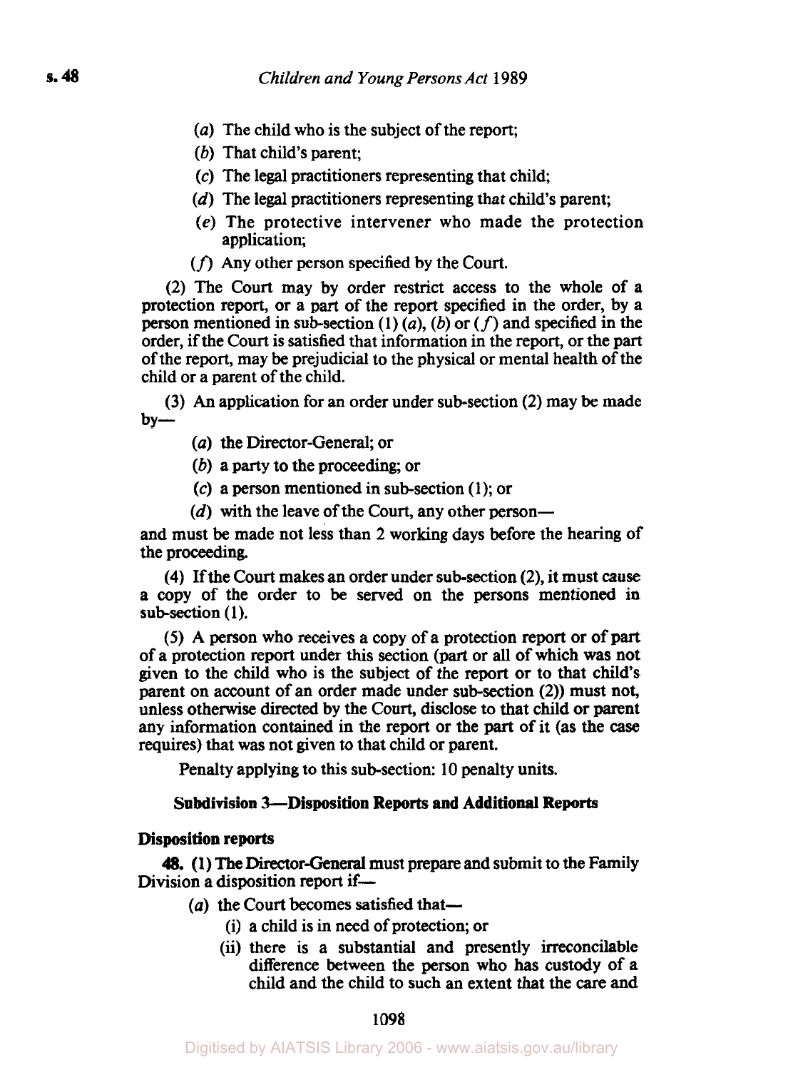(*a*) The child who is the subject of the report;

(*b*) That child's parent;

(*c*) The legal practitioners representing that child;

(*d*) The legal practitioners representing that child's parent;

(*e*) The protective intervener who made the protection application;

(*f*) Any other person specified by the Court.

(2) The Court may by order restrict access to the whole of a protection report, or a part of the report specified in the order, by a person mentioned in sub-section (1) (*a*), (*b*) or (*f*) and specified in the order, if the Court is satisfied that information in the report, or the part of the report, may be prejudicial to the physical or mental health of the child or a parent of the child.

(3) An application for an order under sub-section (2) may be made by—

(*a*) the Director-General; or

(*b*) a party to the proceeding; or

(*c*) a person mentioned in sub-section (1); or

(*d*) with the leave of the Court, any other person—

and must be made not less than 2 working days before the hearing of the proceeding.

(4) If the Court makes an order under sub-section (2), it must cause a copy of the order to be served on the persons mentioned in sub-section (1).

(5) A person who receives a copy of a protection report or of part of a protection report under this section (part or all of which was not given to the child who is the subject of the report or to that child's parent on account of an order made under sub-section (2)) must not, unless otherwise directed by the Court, disclose to that child or parent any information contained in the report or the part of it (as the case requires) that was not given to that child or parent.

Penalty applying to this sub-section: 10 penalty units.

### Subdivision 3—Disposition Reports and Additional Reports

#### Disposition reports

**48.** (1) The Director-General must prepare and submit to the Family Division a disposition report if—

(*a*) the Court becomes satisfied that—

(i) a child is in need of protection; or

(ii) there is a substantial and presently irreconcilable difference between the person who has custody of a child and the child to such an extent that the care and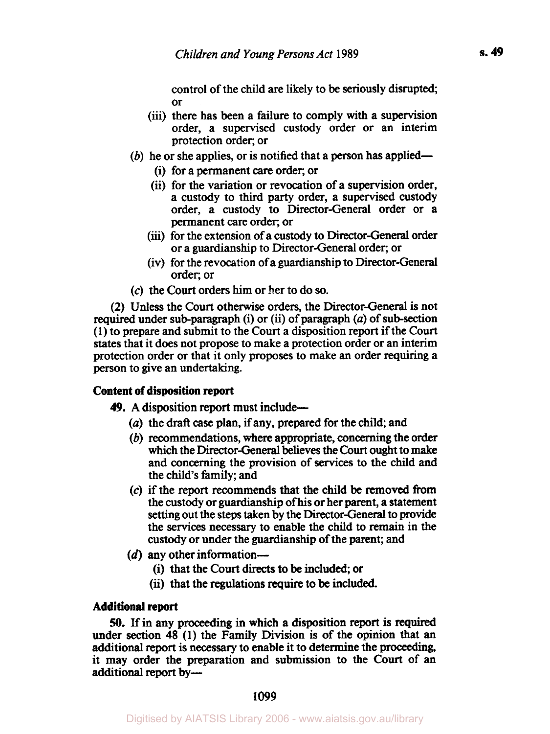control of the child are likely to be seriously disrupted; or

(iii) there has been a failure to comply with a supervision order, a supervised custody order or an interim protection order; or

(*b*) he or she applies, or is notified that a person has applied—

(i) for a permanent care order; or

(ii) for the variation or revocation of a supervision order, a custody to third party order, a supervised custody order, a custody to Director-General order or a permanent care order; or

(iii) for the extension of a custody to Director-General order or a guardianship to Director-General order; or

(iv) for the revocation of a guardianship to Director-General order; or

(*c*) the Court orders him or her to do so.

(2) Unless the Court otherwise orders, the Director-General is not required under sub-paragraph (i) or (ii) of paragraph (*a*) of sub-section (1) to prepare and submit to the Court a disposition report if the Court states that it does not propose to make a protection order or an interim protection order or that it only proposes to make an order requiring a person to give an undertaking.

**Content of disposition report**

**49.** A disposition report must include—

(*a*) the draft case plan, if any, prepared for the child; and

(*b*) recommendations, where appropriate, concerning the order which the Director-General believes the Court ought to make and concerning the provision of services to the child and the child's family; and

(*c*) if the report recommends that the child be removed from the custody or guardianship of his or her parent, a statement setting out the steps taken by the Director-General to provide the services necessary to enable the child to remain in the custody or under the guardianship of the parent; and

(*d*) any other information—

(i) that the Court directs to be included; or

(ii) that the regulations require to be included.

**Additional report**

**50.** If in any proceeding in which a disposition report is required under section 48 (1) the Family Division is of the opinion that an additional report is necessary to enable it to determine the proceeding, it may order the preparation and submission to the Court of an additional report by—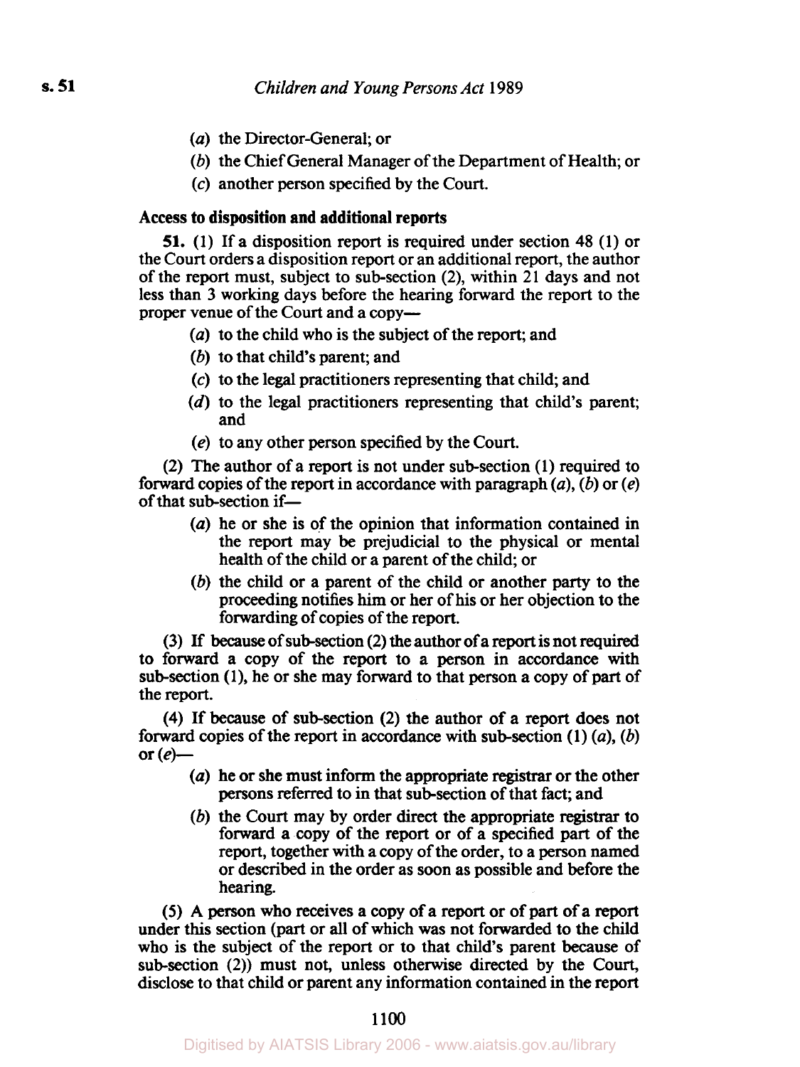(*a*) the Director-General; or

(*b*) the Chief General Manager of the Department of Health; or

(*c*) another person specified by the Court.

**Access to disposition and additional reports**

**51.** (1) If a disposition report is required under section 48 (1) or the Court orders a disposition report or an additional report, the author of the report must, subject to sub-section (2), within 21 days and not less than 3 working days before the hearing forward the report to the proper venue of the Court and a copy—

(*a*) to the child who is the subject of the report; and

(*b*) to that child's parent; and

(*c*) to the legal practitioners representing that child; and

(*d*) to the legal practitioners representing that child's parent; and

(*e*) to any other person specified by the Court.

(2) The author of a report is not under sub-section (1) required to forward copies of the report in accordance with paragraph (*a*), (*b*) or (*e*) of that sub-section if—

(*a*) he or she is of the opinion that information contained in the report may be prejudicial to the physical or mental health of the child or a parent of the child; or

(*b*) the child or a parent of the child or another party to the proceeding notifies him or her of his or her objection to the forwarding of copies of the report.

(3) If because of sub-section (2) the author of a report is not required to forward a copy of the report to a person in accordance with sub-section (1), he or she may forward to that person a copy of part of the report.

(4) If because of sub-section (2) the author of a report does not forward copies of the report in accordance with sub-section (1) (*a*), (*b*) or (*e*)—

(*a*) he or she must inform the appropriate registrar or the other persons referred to in that sub-section of that fact; and

(*b*) the Court may by order direct the appropriate registrar to forward a copy of the report or of a specified part of the report, together with a copy of the order, to a person named or described in the order as soon as possible and before the hearing.

(5) A person who receives a copy of a report or of part of a report under this section (part or all of which was not forwarded to the child who is the subject of the report or to that child's parent because of sub-section (2)) must not, unless otherwise directed by the Court, disclose to that child or parent any information contained in the report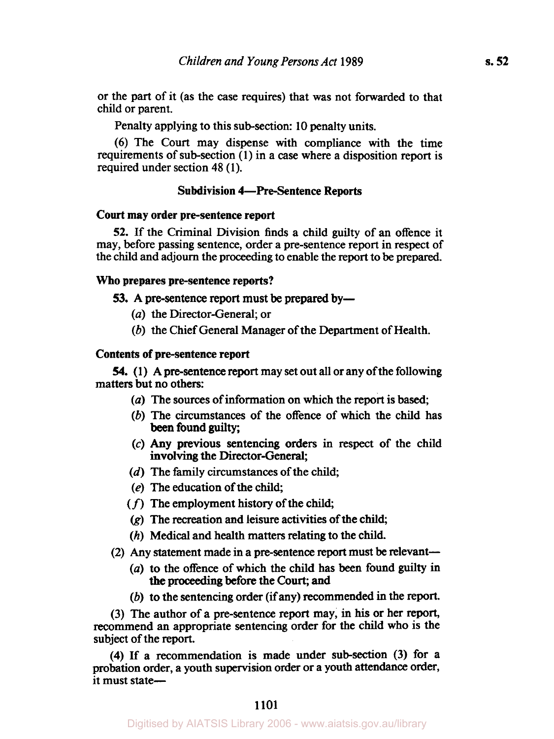or the part of it (as the case requires) that was not forwarded to that child or parent.

Penalty applying to this sub-section: 10 penalty units.

(6) The Court may dispense with compliance with the time requirements of sub-section (1) in a case where a disposition report is required under section 48 (1).

### Subdivision 4—Pre-Sentence Reports

**Court may order pre-sentence report**

**52.** If the Criminal Division finds a child guilty of an offence it may, before passing sentence, order a pre-sentence report in respect of the child and adjourn the proceeding to enable the report to be prepared.

**Who prepares pre-sentence reports?**

**53.** A pre-sentence report must be prepared by—

(*a*) the Director-General; or

(*b*) the Chief General Manager of the Department of Health.

**Contents of pre-sentence report**

**54.** (1) A pre-sentence report may set out all or any of the following matters but no others:

(*a*) The sources of information on which the report is based;

(*b*) The circumstances of the offence of which the child has been found guilty;

(*c*) Any previous sentencing orders in respect of the child involving the Director-General;

(*d*) The family circumstances of the child;

(*e*) The education of the child;

(*f*) The employment history of the child;

(*g*) The recreation and leisure activities of the child;

(*h*) Medical and health matters relating to the child.

(2) Any statement made in a pre-sentence report must be relevant—

(*a*) to the offence of which the child has been found guilty in the proceeding before the Court; and

(*b*) to the sentencing order (if any) recommended in the report.

(3) The author of a pre-sentence report may, in his or her report, recommend an appropriate sentencing order for the child who is the subject of the report.

(4) If a recommendation is made under sub-section (3) for a probation order, a youth supervision order or a youth attendance order, it must state—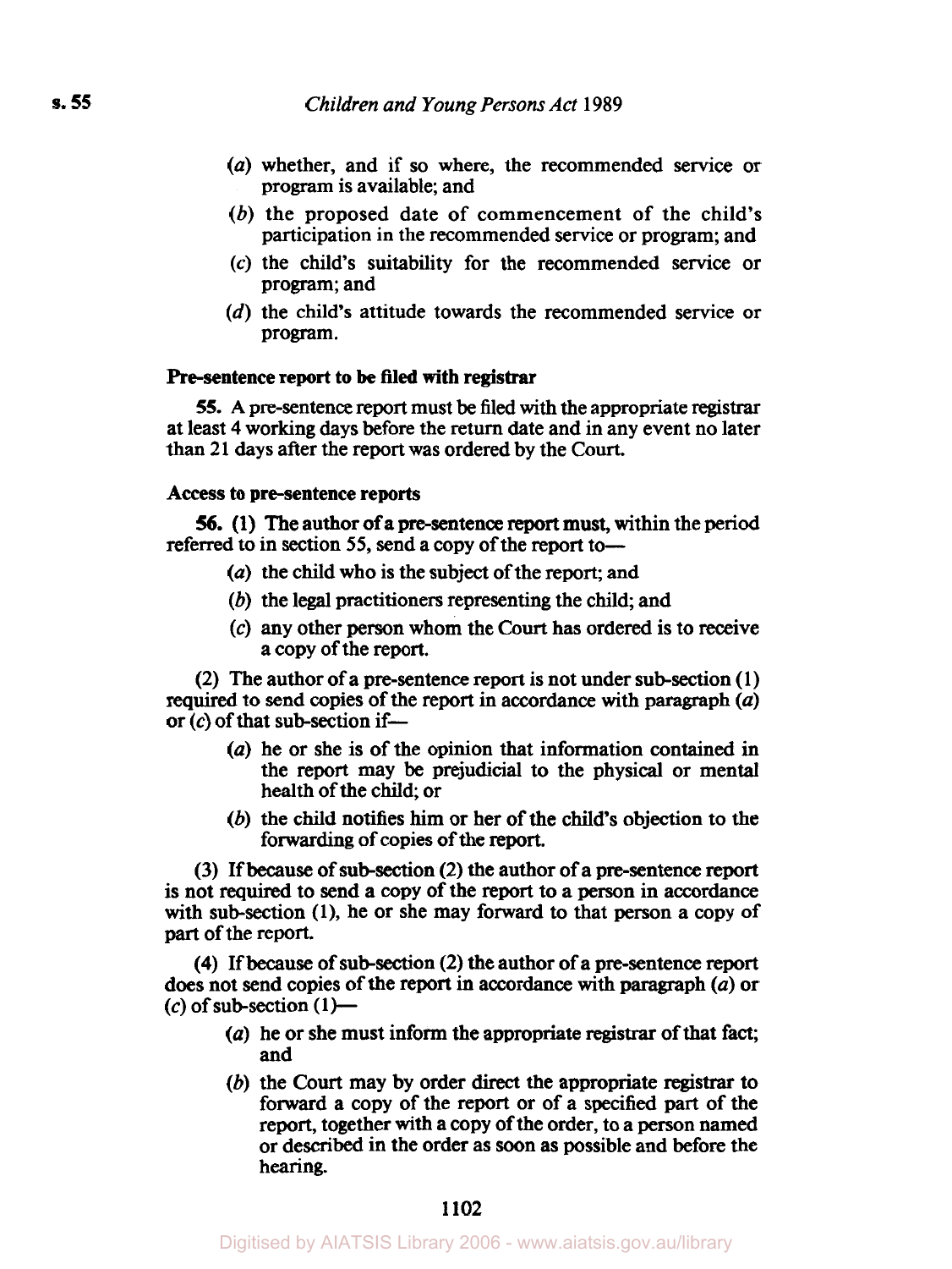(*a*) whether, and if so where, the recommended service or program is available; and

(*b*) the proposed date of commencement of the child's participation in the recommended service or program; and

(*c*) the child's suitability for the recommended service or program; and

(*d*) the child's attitude towards the recommended service or program.

**Pre-sentence report to be filed with registrar**

**55.** A pre-sentence report must be filed with the appropriate registrar at least 4 working days before the return date and in any event no later than 21 days after the report was ordered by the Court.

**Access to pre-sentence reports**

**56.** (1) The author of a pre-sentence report must, within the period referred to in section 55, send a copy of the report to—

(*a*) the child who is the subject of the report; and

(*b*) the legal practitioners representing the child; and

(*c*) any other person whom the Court has ordered is to receive a copy of the report.

(2) The author of a pre-sentence report is not under sub-section (1) required to send copies of the report in accordance with paragraph (*a*) or (*c*) of that sub-section if—

(*a*) he or she is of the opinion that information contained in the report may be prejudicial to the physical or mental health of the child; or

(*b*) the child notifies him or her of the child's objection to the forwarding of copies of the report.

(3) If because of sub-section (2) the author of a pre-sentence report is not required to send a copy of the report to a person in accordance with sub-section (1), he or she may forward to that person a copy of part of the report.

(4) If because of sub-section (2) the author of a pre-sentence report does not send copies of the report in accordance with paragraph (*a*) or (*c*) of sub-section (1)—

(*a*) he or she must inform the appropriate registrar of that fact; and

(*b*) the Court may by order direct the appropriate registrar to forward a copy of the report or of a specified part of the report, together with a copy of the order, to a person named or described in the order as soon as possible and before the hearing.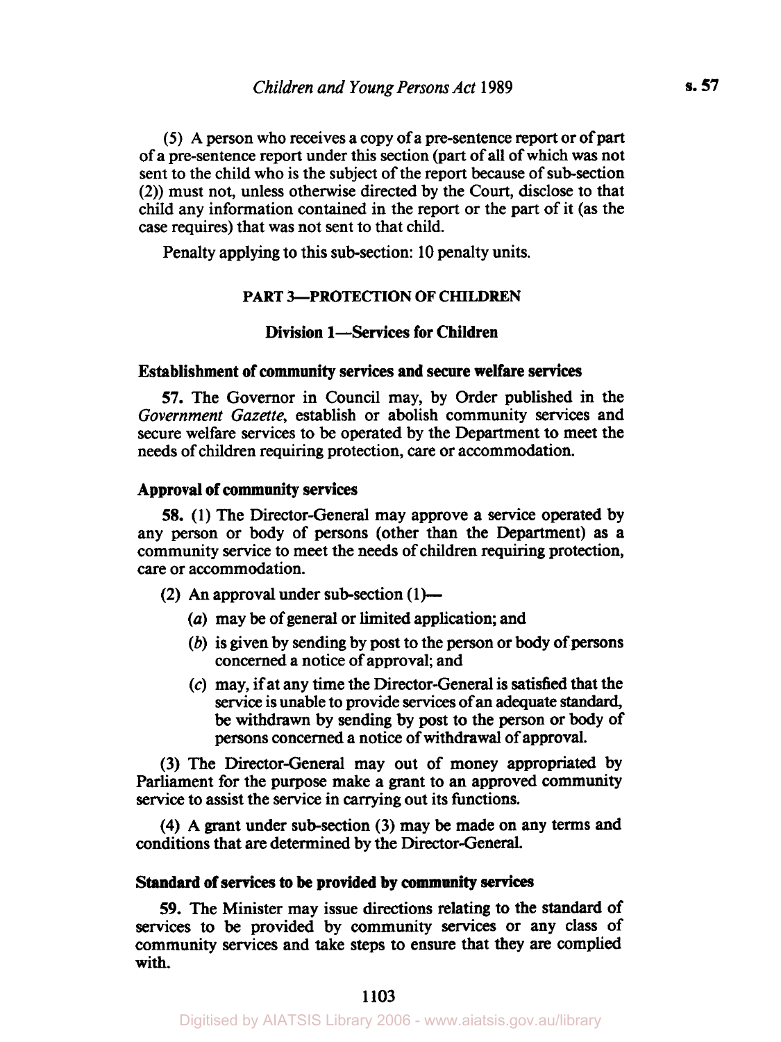(5) A person who receives a copy of a pre-sentence report or of part of a pre-sentence report under this section (part of all of which was not sent to the child who is the subject of the report because of sub-section (2)) must not, unless otherwise directed by the Court, disclose to that child any information contained in the report or the part of it (as the case requires) that was not sent to that child.

Penalty applying to this sub-section: 10 penalty units.

## PART 3—PROTECTION OF CHILDREN

### Division 1—Services for Children

**Establishment of community services and secure welfare services**

**57.** The Governor in Council may, by Order published in the *Government Gazette*, establish or abolish community services and secure welfare services to be operated by the Department to meet the needs of children requiring protection, care or accommodation.

**Approval of community services**

**58.** (1) The Director-General may approve a service operated by any person or body of persons (other than the Department) as a community service to meet the needs of children requiring protection, care or accommodation.

(2) An approval under sub-section (1)—

(*a*) may be of general or limited application; and

(*b*) is given by sending by post to the person or body of persons concerned a notice of approval; and

(*c*) may, if at any time the Director-General is satisfied that the service is unable to provide services of an adequate standard, be withdrawn by sending by post to the person or body of persons concerned a notice of withdrawal of approval.

(3) The Director-General may out of money appropriated by Parliament for the purpose make a grant to an approved community service to assist the service in carrying out its functions.

(4) A grant under sub-section (3) may be made on any terms and conditions that are determined by the Director-General.

**Standard of services to be provided by community services**

**59.** The Minister may issue directions relating to the standard of services to be provided by community services or any class of community services and take steps to ensure that they are complied with.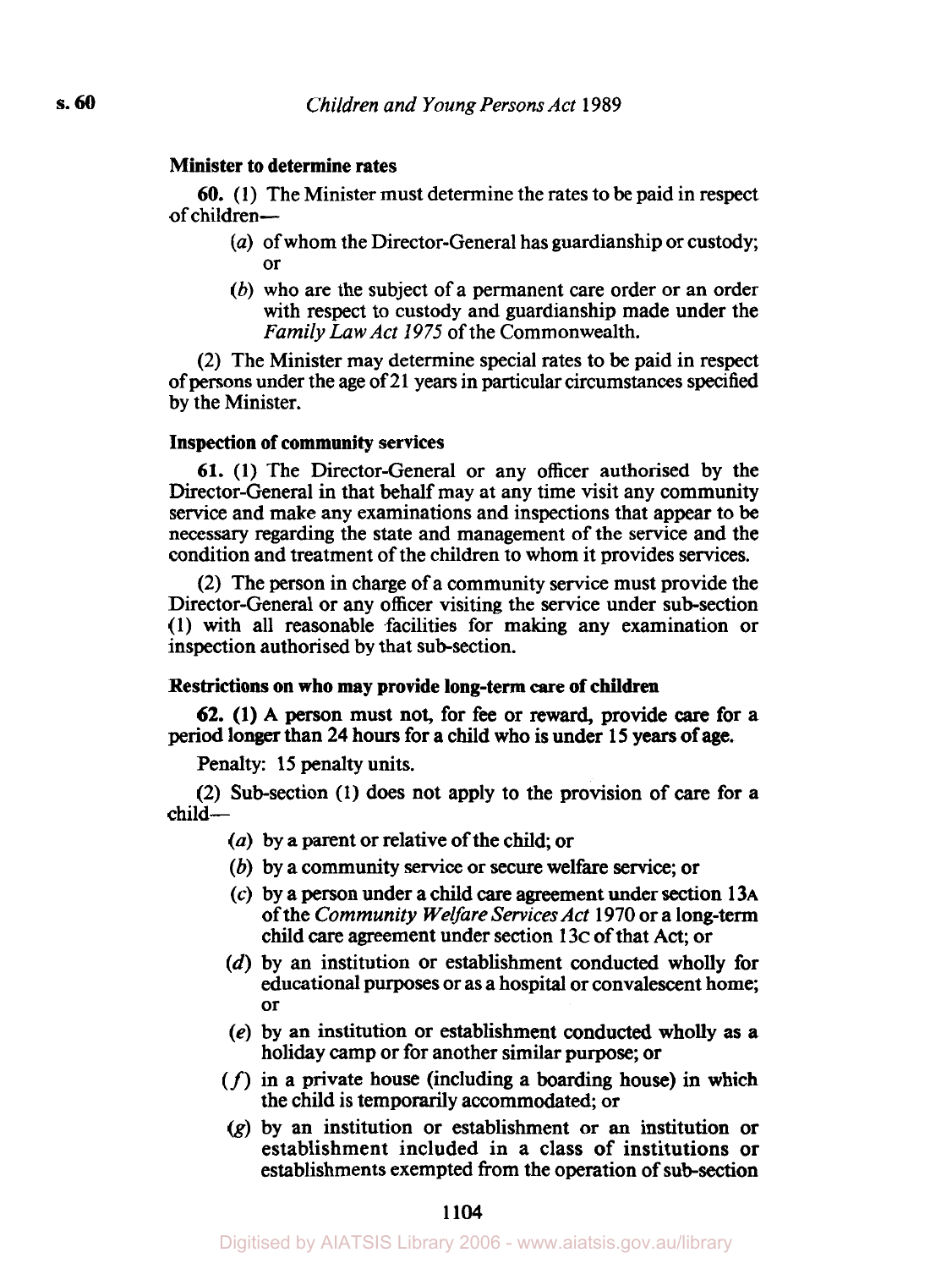**Minister to determine rates**

**60.** (1) The Minister must determine the rates to be paid in respect of children—

(*a*) of whom the Director-General has guardianship or custody; or

(*b*) who are the subject of a permanent care order or an order with respect to custody and guardianship made under the *Family Law Act 1975* of the Commonwealth.

(2) The Minister may determine special rates to be paid in respect of persons under the age of 21 years in particular circumstances specified by the Minister.

**Inspection of community services**

**61.** (1) The Director-General or any officer authorised by the Director-General in that behalf may at any time visit any community service and make any examinations and inspections that appear to be necessary regarding the state and management of the service and the condition and treatment of the children to whom it provides services.

(2) The person in charge of a community service must provide the Director-General or any officer visiting the service under sub-section (1) with all reasonable facilities for making any examination or inspection authorised by that sub-section.

**Restrictions on who may provide long-term care of children**

**62.** (1) A person must not, for fee or reward, provide care for a period longer than 24 hours for a child who is under 15 years of age.

Penalty: 15 penalty units.

(2) Sub-section (1) does not apply to the provision of care for a child—

(*a*) by a parent or relative of the child; or

(*b*) by a community service or secure welfare service; or

(*c*) by a person under a child care agreement under section 13A of the *Community Welfare Services Act* 1970 or a long-term child care agreement under section 13C of that Act; or

(*d*) by an institution or establishment conducted wholly for educational purposes or as a hospital or convalescent home; or

(*e*) by an institution or establishment conducted wholly as a holiday camp or for another similar purpose; or

(*f*) in a private house (including a boarding house) in which the child is temporarily accommodated; or

(*g*) by an institution or establishment or an institution or establishment included in a class of institutions or establishments exempted from the operation of sub-section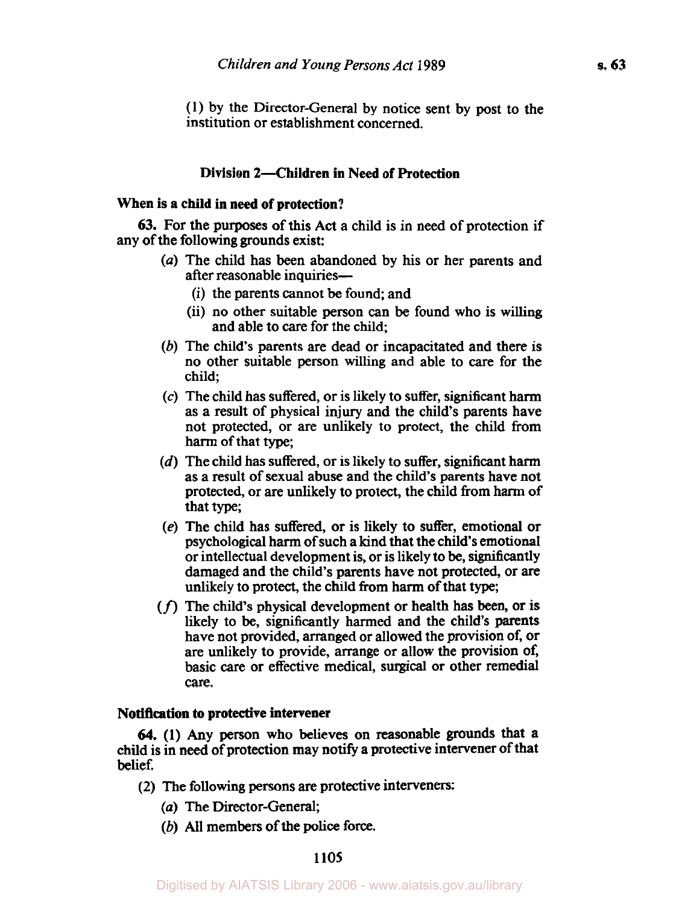(1) by the Director-General by notice sent by post to the institution or establishment concerned.

## Division 2—Children in Need of Protection

### When is a child in need of protection?

**63.** For the purposes of this Act a child is in need of protection if any of the following grounds exist:

(*a*) The child has been abandoned by his or her parents and after reasonable inquiries—

(i) the parents cannot be found; and

(ii) no other suitable person can be found who is willing and able to care for the child;

(*b*) The child's parents are dead or incapacitated and there is no other suitable person willing and able to care for the child;

(*c*) The child has suffered, or is likely to suffer, significant harm as a result of physical injury and the child's parents have not protected, or are unlikely to protect, the child from harm of that type;

(*d*) The child has suffered, or is likely to suffer, significant harm as a result of sexual abuse and the child's parents have not protected, or are unlikely to protect, the child from harm of that type;

(*e*) The child has suffered, or is likely to suffer, emotional or psychological harm of such a kind that the child's emotional or intellectual development is, or is likely to be, significantly damaged and the child's parents have not protected, or are unlikely to protect, the child from harm of that type;

(*f*) The child's physical development or health has been, or is likely to be, significantly harmed and the child's parents have not provided, arranged or allowed the provision of, or are unlikely to provide, arrange or allow the provision of, basic care or effective medical, surgical or other remedial care.

### Notification to protective intervener

**64.** (1) Any person who believes on reasonable grounds that a child is in need of protection may notify a protective intervener of that belief.

(2) The following persons are protective interveners:

(*a*) The Director-General;

(*b*) All members of the police force.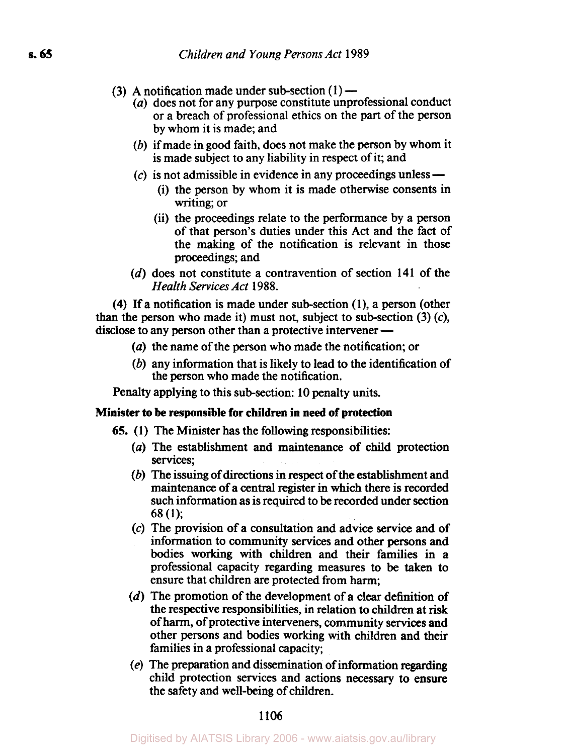(3) A notification made under sub-section (1) —

(*a*) does not for any purpose constitute unprofessional conduct or a breach of professional ethics on the part of the person by whom it is made; and

(*b*) if made in good faith, does not make the person by whom it is made subject to any liability in respect of it; and

(*c*) is not admissible in evidence in any proceedings unless —

(i) the person by whom it is made otherwise consents in writing; or

(ii) the proceedings relate to the performance by a person of that person's duties under this Act and the fact of the making of the notification is relevant in those proceedings; and

(*d*) does not constitute a contravention of section 141 of the *Health Services Act* 1988.

(4) If a notification is made under sub-section (1), a person (other than the person who made it) must not, subject to sub-section (3) (*c*), disclose to any person other than a protective intervener —

(*a*) the name of the person who made the notification; or

(*b*) any information that is likely to lead to the identification of the person who made the notification.

Penalty applying to this sub-section: 10 penalty units.

**Minister to be responsible for children in need of protection**

**65.** (1) The Minister has the following responsibilities:

(*a*) The establishment and maintenance of child protection services;

(*b*) The issuing of directions in respect of the establishment and maintenance of a central register in which there is recorded such information as is required to be recorded under section 68 (1);

(*c*) The provision of a consultation and advice service and of information to community services and other persons and bodies working with children and their families in a professional capacity regarding measures to be taken to ensure that children are protected from harm;

(*d*) The promotion of the development of a clear definition of the respective responsibilities, in relation to children at risk of harm, of protective interveners, community services and other persons and bodies working with children and their families in a professional capacity;

(*e*) The preparation and dissemination of information regarding child protection services and actions necessary to ensure the safety and well-being of children.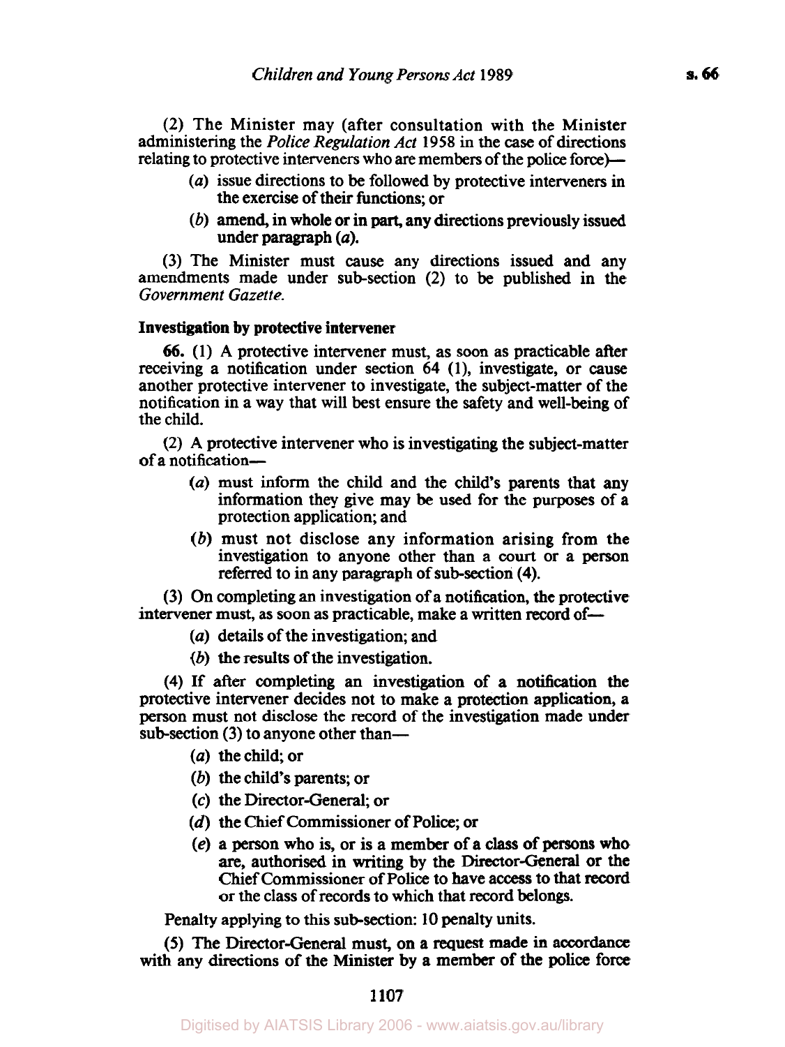(2) The Minister may (after consultation with the Minister administering the *Police Regulation Act* 1958 in the case of directions relating to protective interveners who are members of the police force)—

- (*a*) issue directions to be followed by protective interveners in the exercise of their functions; or
- (*b*) amend, in whole or in part, any directions previously issued under paragraph (*a*).

(3) The Minister must cause any directions issued and any amendments made under sub-section (2) to be published in the *Government Gazette*.

**Investigation by protective intervener**

**66.** (1) A protective intervener must, as soon as practicable after receiving a notification under section 64 (1), investigate, or cause another protective intervener to investigate, the subject-matter of the notification in a way that will best ensure the safety and well-being of the child.

(2) A protective intervener who is investigating the subject-matter of a notification—

- (*a*) must inform the child and the child's parents that any information they give may be used for the purposes of a protection application; and
- (*b*) must not disclose any information arising from the investigation to anyone other than a court or a person referred to in any paragraph of sub-section (4).

(3) On completing an investigation of a notification, the protective intervener must, as soon as practicable, make a written record of—

- (*a*) details of the investigation; and
- (*b*) the results of the investigation.

(4) If after completing an investigation of a notification the protective intervener decides not to make a protection application, a person must not disclose the record of the investigation made under sub-section (3) to anyone other than—

- (*a*) the child; or
- (*b*) the child's parents; or
- (*c*) the Director-General; or
- (*d*) the Chief Commissioner of Police; or
- (*e*) a person who is, or is a member of a class of persons who are, authorised in writing by the Director-General or the Chief Commissioner of Police to have access to that record or the class of records to which that record belongs.

Penalty applying to this sub-section: 10 penalty units.

(5) The Director-General must, on a request made in accordance with any directions of the Minister by a member of the police force